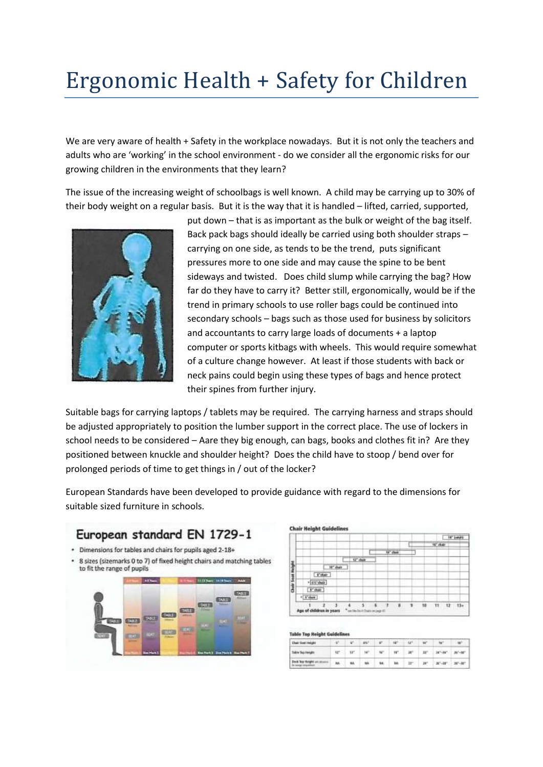# Ergonomic Health + Safety for Children

We are very aware of health + Safety in the workplace nowadays. But it is not only the teachers and adults who are 'working' in the school environment - do we consider all the ergonomic risks for our growing children in the environments that they learn?

The issue of the increasing weight of schoolbags is well known. A child may be carrying up to 30% of their body weight on a regular basis. But it is the way that it is handled – lifted, carried, supported, put down – that is as important as the bulk or weight of the bag itself. Back pack bags should ideally be carried using both shoulder straps – carrying on one side, as tends to be the trend, puts significant pressures more to one side and may cause the spine to be bent sideways and twisted. Does child slump while carrying the bag? How far do they have to carry it? Better still, ergonomically, would be if the trend in primary schools to use roller bags could be continued into secondary schools – bags such as those used for business by solicitors and accountants to carry large loads of documents + a laptop computer or sports kitbags with wheels. This would require somewhat of a culture change however. At least if those students with back or neck pains could begin using these types of bags and hence protect their spines from further injury.

Suitable bags for carrying laptops / tablets may be required. The carrying harness and straps should be adjusted appropriately to position the lumber support in the correct place. The use of lockers in school needs to be considered – Aare they big enough, can bags, books and clothes fit in? Are they positioned between knuckle and shoulder height? Does the child have to stoop / bend over for prolonged periods of time to get things in / out of the locker?

European Standards have been developed to provide guidance with regard to the dimensions for suitable sized furniture in schools.

## European standard EN 1729-1

- Dimensions for tables and chairs for pupils aged 2-18+
- 8 sizes (sizemarks 0 to 7) of fixed height chairs and matching tables to fit the range of pupils

**Chair Height Guidelines**

**Table Top Height Guidelines**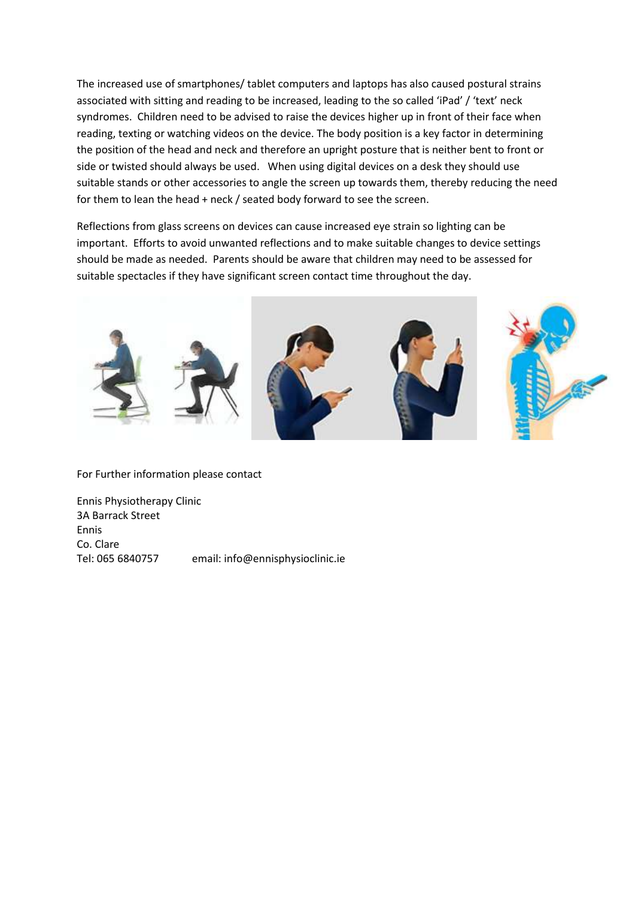The increased use of smartphones/ tablet computers and laptops has also caused postural strains associated with sitting and reading to be increased, leading to the so called 'iPad' / 'text' neck syndromes. Children need to be advised to raise the devices higher up in front of their face when reading, texting or watching videos on the device. The body position is a key factor in determining the position of the head and neck and therefore an upright posture that is neither bent to front or side or twisted should always be used. When using digital devices on a desk they should use suitable stands or other accessories to angle the screen up towards them, thereby reducing the need for them to lean the head + neck / seated body forward to see the screen.

Reflections from glass screens on devices can cause increased eye strain so lighting can be important. Efforts to avoid unwanted reflections and to make suitable changes to device settings should be made as needed. Parents should be aware that children may need to be assessed for suitable spectacles if they have significant screen contact time throughout the day.

For Further information please contact

Ennis Physiotherapy Clinic
3A Barrack Street
Ennis
Co. Clare
Tel: 065 6840757 email: info@ennisphysioclinic.ie